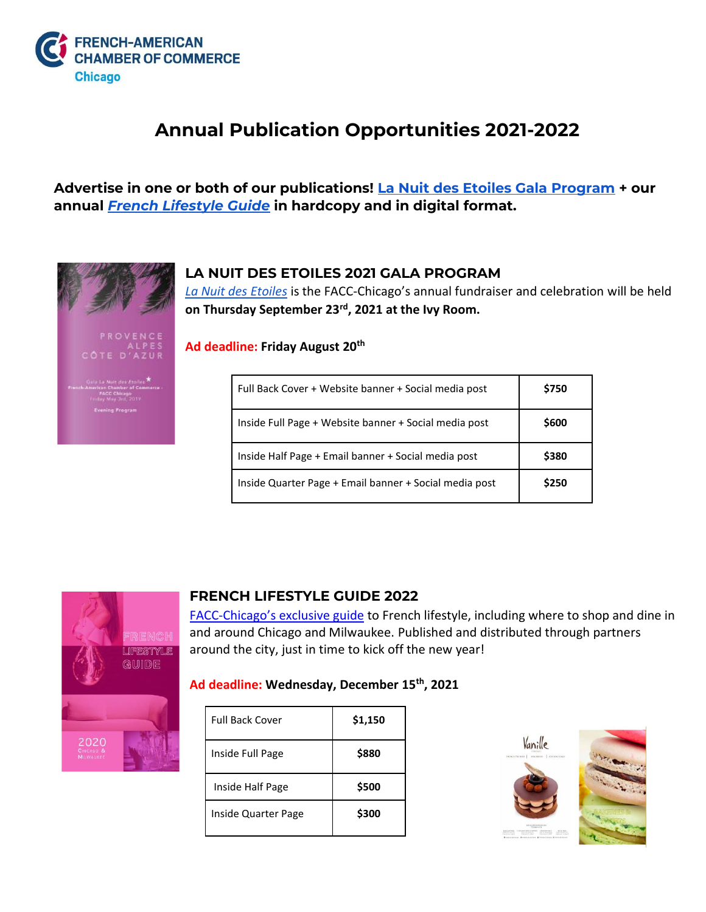FRENCH-AMERICAN CHAMBER OF COMMERCE
Chicago

# Annual Publication Opportunities 2021-2022

**Advertise in one or both of our publications! La Nuit des Etoiles Gala Program + our annual *French Lifestyle Guide* in hardcopy and in digital format.**

## LA NUIT DES ETOILES 2021 GALA PROGRAM

*La Nuit des Etoiles* is the FACC-Chicago's annual fundraiser and celebration will be held **on Thursday September 23rd, 2021 at the Ivy Room.**

**Ad deadline: Friday August 20th**

| | |
|---|---|
| Full Back Cover + Website banner + Social media post | **$750** |
| Inside Full Page + Website banner + Social media post | **$600** |
| Inside Half Page + Email banner + Social media post | **$380** |
| Inside Quarter Page + Email banner + Social media post | **$250** |

## FRENCH LIFESTYLE GUIDE 2022

FACC-Chicago's exclusive guide to French lifestyle, including where to shop and dine in and around Chicago and Milwaukee. Published and distributed through partners around the city, just in time to kick off the new year!

**Ad deadline: Wednesday, December 15th, 2021**

| | |
|---|---|
| Full Back Cover | **$1,150** |
| Inside Full Page | **$880** |
| Inside Half Page | **$500** |
| Inside Quarter Page | **$300** |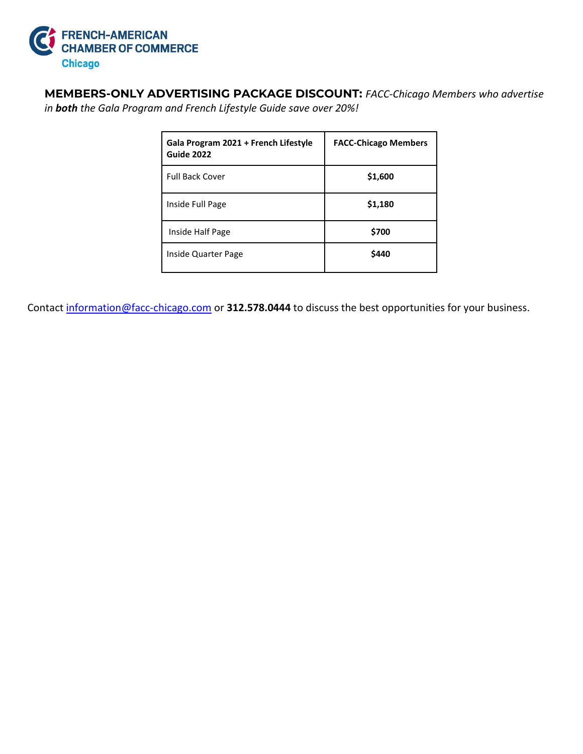**FRENCH-AMERICAN CHAMBER OF COMMERCE**
**Chicago**

**MEMBERS-ONLY ADVERTISING PACKAGE DISCOUNT:** *FACC-Chicago Members who advertise in **both** the Gala Program and French Lifestyle Guide save over 20%!*

| **Gala Program 2021 + French Lifestyle Guide 2022** | **FACC-Chicago Members** |
|---|---|
| Full Back Cover | **$1,600** |
| Inside Full Page | **$1,180** |
| Inside Half Page | **$700** |
| Inside Quarter Page | **$440** |

Contact information@facc-chicago.com or **312.578.0444** to discuss the best opportunities for your business.